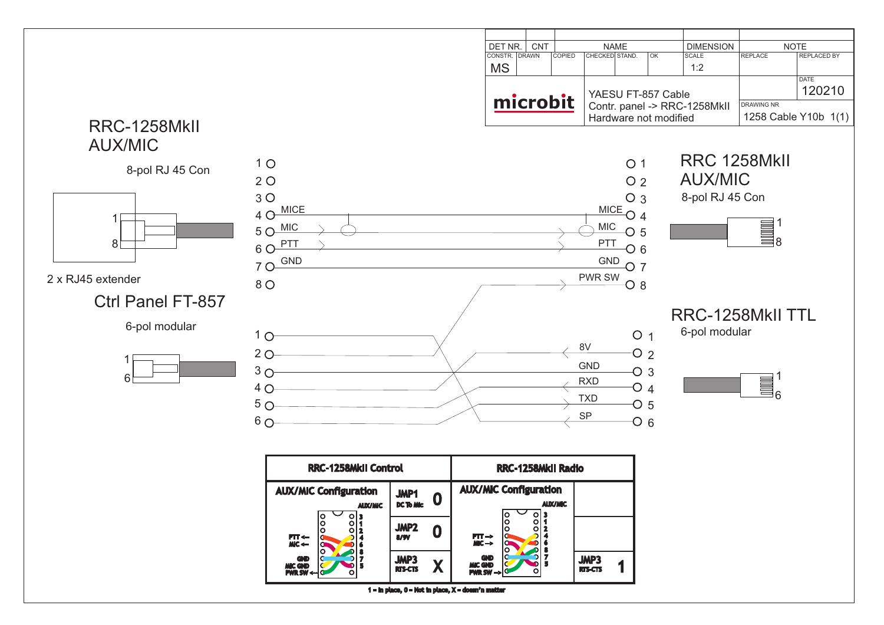| DET NR. | CNT | NAME | | | DIMENSION | NOTE | |
|---|---|---|---|---|---|---|---|
| CONSTR. | DRAWN | COPIED | CHECKED | STAND. | OK | SCALE | REPLACE | REPLACED BY |
| MS | | | | | | 1:2 | | |

**microbit**

YAESU FT-857 Cable
Contr. panel -> RRC-1258MkII
Hardware not modified

DATE: 120210

DRAWING NR: 1258 Cable Y10b 1(1)

## RRC-1258MkII AUX/MIC

8-pol RJ 45 Con

2 x RJ45 extender

## Ctrl Panel FT-857

6-pol modular

## RRC 1258MkII AUX/MIC

8-pol RJ 45 Con

## RRC-1258MkII TTL

6-pol modular

| Pin | Left (RRC-1258MkII AUX/MIC) | Right (RRC 1258MkII AUX/MIC) | Pin |
|---|---|---|---|
| 1 | | | 1 |
| 2 | | | 2 |
| 3 | | | 3 |
| 4 | MICE | MICE | 4 |
| 5 | MIC | MIC | 5 |
| 6 | PTT | PTT | 6 |
| 7 | GND | GND | 7 |
| 8 | | PWR SW | 8 |

| Pin | Ctrl Panel FT-857 | RRC-1258MkII TTL | Pin |
|---|---|---|---|
| 1 | | | 1 |
| 2 | | 8V | 2 |
| 3 | | GND | 3 |
| 4 | | RXD | 4 |
| 5 | | TXD | 5 |
| 6 | | SP | 6 |

| RRC-1258MkII Control | | RRC-1258MkII Radio | |
|---|---|---|---|
| AUX/MIC Configuration | JMP1 DC To Mic: 0 | AUX/MIC Configuration | |
| PTT <- MIC <- GND MIC GND PWR SW <- (AUX/MIC 3 1 2 4 6 8 7 5) | JMP2 8/9V: 0 | PTT -> MIC -> GND MIC GND PWR SW -> (AUX/MIC 3 1 2 4 6 8 7 5) | |
| | JMP3 RTS-CTS: X | | JMP3 RTS-CTS: 1 |

1 = In place, 0 = Not in place, X = doesn't matter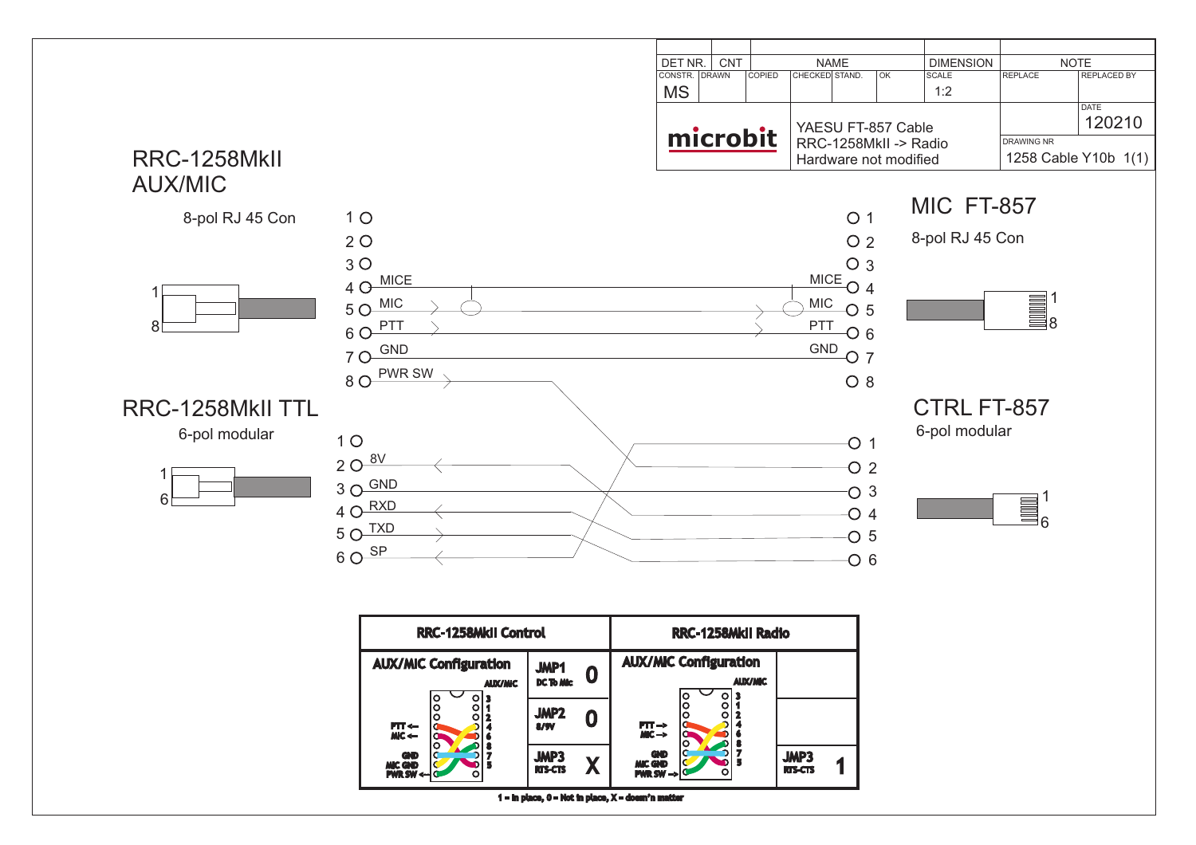| DET NR. | CNT | NAME | | | DIMENSION | NOTE | |
|---|---|---|---|---|---|---|---|
| CONSTR. | DRAWN | COPIED | CHECKED | STAND. | OK | SCALE | REPLACE | REPLACED BY |
| MS | | | | | | 1:2 | | |

**microbit**

YAESU FT-857 Cable
RRC-1258MkII -> Radio
Hardware not modified

DATE 120210

DRAWING NR 1258 Cable Y10b 1(1)

## RRC-1258MkII AUX/MIC

8-pol RJ 45 Con

1
8

1
2
3
4 MICE
5 MIC
6 PTT
7 GND
8 PWR SW

## MIC FT-857

8-pol RJ 45 Con

1
2
3
MICE 4
MIC 5
PTT 6
GND 7
8

1
8

## RRC-1258MkII TTL

6-pol modular

1
6

1
2 8V
3 GND
4 RXD
5 TXD
6 SP

## CTRL FT-857

6-pol modular

1
2
3
4
5
6

1
6

| RRC-1258MkII Control | | RRC-1258MkII Radio | |
|---|---|---|---|
| AUX/MIC Configuration | JMP1 DC To Mic **0** | AUX/MIC Configuration | |
| AUX/MIC 3 1 2 4 6 8 7 5; PTT <-; MIC <-; GND; MIC GND; PWR SW <- | JMP2 8/9V **0** | AUX/MIC 3 1 2 4 6 8 7 5; PTT ->; MIC ->; GND; MIC GND; PWR SW -> | |
| | JMP3 RTS-CTS **X** | | JMP3 RTS-CTS **1** |

1 = In place, 0 = Not in place, X = doesn't matter